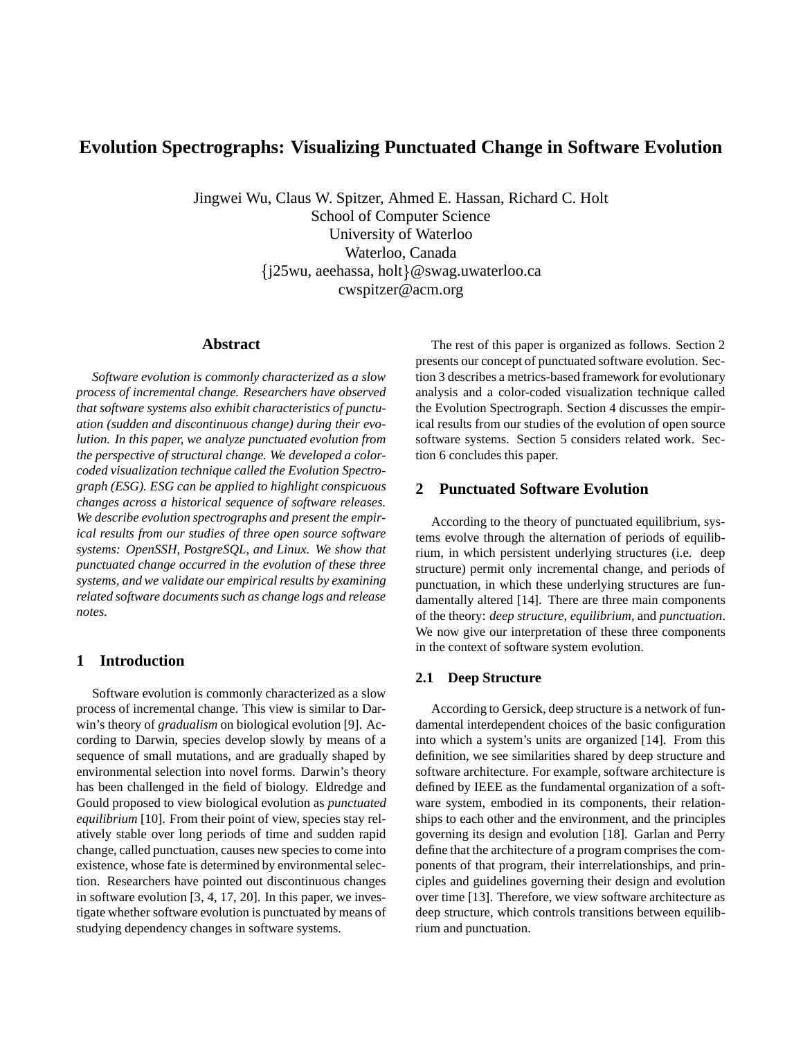# Evolution Spectrographs: Visualizing Punctuated Change in Software Evolution

Jingwei Wu, Claus W. Spitzer, Ahmed E. Hassan, Richard C. Holt
School of Computer Science
University of Waterloo
Waterloo, Canada
{j25wu, aeehassa, holt}@swag.uwaterloo.ca
cwspitzer@acm.org

## Abstract

*Software evolution is commonly characterized as a slow process of incremental change. Researchers have observed that software systems also exhibit characteristics of punctuation (sudden and discontinuous change) during their evolution. In this paper, we analyze punctuated evolution from the perspective of structural change. We developed a color-coded visualization technique called the Evolution Spectrograph (ESG). ESG can be applied to highlight conspicuous changes across a historical sequence of software releases. We describe evolution spectrographs and present the empirical results from our studies of three open source software systems: OpenSSH, PostgreSQL, and Linux. We show that punctuated change occurred in the evolution of these three systems, and we validate our empirical results by examining related software documents such as change logs and release notes.*

## 1 Introduction

Software evolution is commonly characterized as a slow process of incremental change. This view is similar to Darwin's theory of *gradualism* on biological evolution [9]. According to Darwin, species develop slowly by means of a sequence of small mutations, and are gradually shaped by environmental selection into novel forms. Darwin's theory has been challenged in the field of biology. Eldredge and Gould proposed to view biological evolution as *punctuated equilibrium* [10]. From their point of view, species stay relatively stable over long periods of time and sudden rapid change, called punctuation, causes new species to come into existence, whose fate is determined by environmental selection. Researchers have pointed out discontinuous changes in software evolution [3, 4, 17, 20]. In this paper, we investigate whether software evolution is punctuated by means of studying dependency changes in software systems.

The rest of this paper is organized as follows. Section 2 presents our concept of punctuated software evolution. Section 3 describes a metrics-based framework for evolutionary analysis and a color-coded visualization technique called the Evolution Spectrograph. Section 4 discusses the empirical results from our studies of the evolution of open source software systems. Section 5 considers related work. Section 6 concludes this paper.

## 2 Punctuated Software Evolution

According to the theory of punctuated equilibrium, systems evolve through the alternation of periods of equilibrium, in which persistent underlying structures (i.e. deep structure) permit only incremental change, and periods of punctuation, in which these underlying structures are fundamentally altered [14]. There are three main components of the theory: *deep structure*, *equilibrium*, and *punctuation*. We now give our interpretation of these three components in the context of software system evolution.

### 2.1 Deep Structure

According to Gersick, deep structure is a network of fundamental interdependent choices of the basic configuration into which a system's units are organized [14]. From this definition, we see similarities shared by deep structure and software architecture. For example, software architecture is defined by IEEE as the fundamental organization of a software system, embodied in its components, their relationships to each other and the environment, and the principles governing its design and evolution [18]. Garlan and Perry define that the architecture of a program comprises the components of that program, their interrelationships, and principles and guidelines governing their design and evolution over time [13]. Therefore, we view software architecture as deep structure, which controls transitions between equilibrium and punctuation.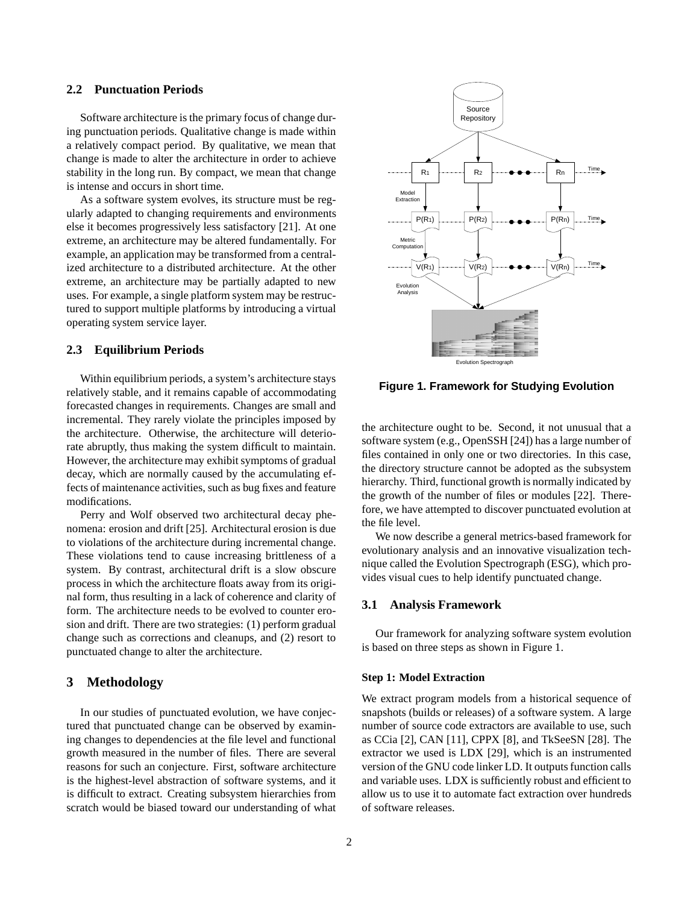## 2.2 Punctuation Periods

Software architecture is the primary focus of change during punctuation periods. Qualitative change is made within a relatively compact period. By qualitative, we mean that change is made to alter the architecture in order to achieve stability in the long run. By compact, we mean that change is intense and occurs in short time.

As a software system evolves, its structure must be regularly adapted to changing requirements and environments else it becomes progressively less satisfactory [21]. At one extreme, an architecture may be altered fundamentally. For example, an application may be transformed from a centralized architecture to a distributed architecture. At the other extreme, an architecture may be partially adapted to new uses. For example, a single platform system may be restructured to support multiple platforms by introducing a virtual operating system service layer.

## 2.3 Equilibrium Periods

Within equilibrium periods, a system's architecture stays relatively stable, and it remains capable of accommodating forecasted changes in requirements. Changes are small and incremental. They rarely violate the principles imposed by the architecture. Otherwise, the architecture will deteriorate abruptly, thus making the system difficult to maintain. However, the architecture may exhibit symptoms of gradual decay, which are normally caused by the accumulating effects of maintenance activities, such as bug fixes and feature modifications.

Perry and Wolf observed two architectural decay phenomena: erosion and drift [25]. Architectural erosion is due to violations of the architecture during incremental change. These violations tend to cause increasing brittleness of a system. By contrast, architectural drift is a slow obscure process in which the architecture floats away from its original form, thus resulting in a lack of coherence and clarity of form. The architecture needs to be evolved to counter erosion and drift. There are two strategies: (1) perform gradual change such as corrections and cleanups, and (2) resort to punctuated change to alter the architecture.

# 3 Methodology

In our studies of punctuated evolution, we have conjectured that punctuated change can be observed by examining changes to dependencies at the file level and functional growth measured in the number of files. There are several reasons for such an conjecture. First, software architecture is the highest-level abstraction of software systems, and it is difficult to extract. Creating subsystem hierarchies from scratch would be biased toward our understanding of what the architecture ought to be. Second, it not unusual that a software system (e.g., OpenSSH [24]) has a large number of files contained in only one or two directories. In this case, the directory structure cannot be adopted as the subsystem hierarchy. Third, functional growth is normally indicated by the growth of the number of files or modules [22]. Therefore, we have attempted to discover punctuated evolution at the file level.

**Figure 1. Framework for Studying Evolution**

We now describe a general metrics-based framework for evolutionary analysis and an innovative visualization technique called the Evolution Spectrograph (ESG), which provides visual cues to help identify punctuated change.

## 3.1 Analysis Framework

Our framework for analyzing software system evolution is based on three steps as shown in Figure 1.

#### Step 1: Model Extraction

We extract program models from a historical sequence of snapshots (builds or releases) of a software system. A large number of source code extractors are available to use, such as CCia [2], CAN [11], CPPX [8], and TkSeeSN [28]. The extractor we used is LDX [29], which is an instrumented version of the GNU code linker LD. It outputs function calls and variable uses. LDX is sufficiently robust and efficient to allow us to use it to automate fact extraction over hundreds of software releases.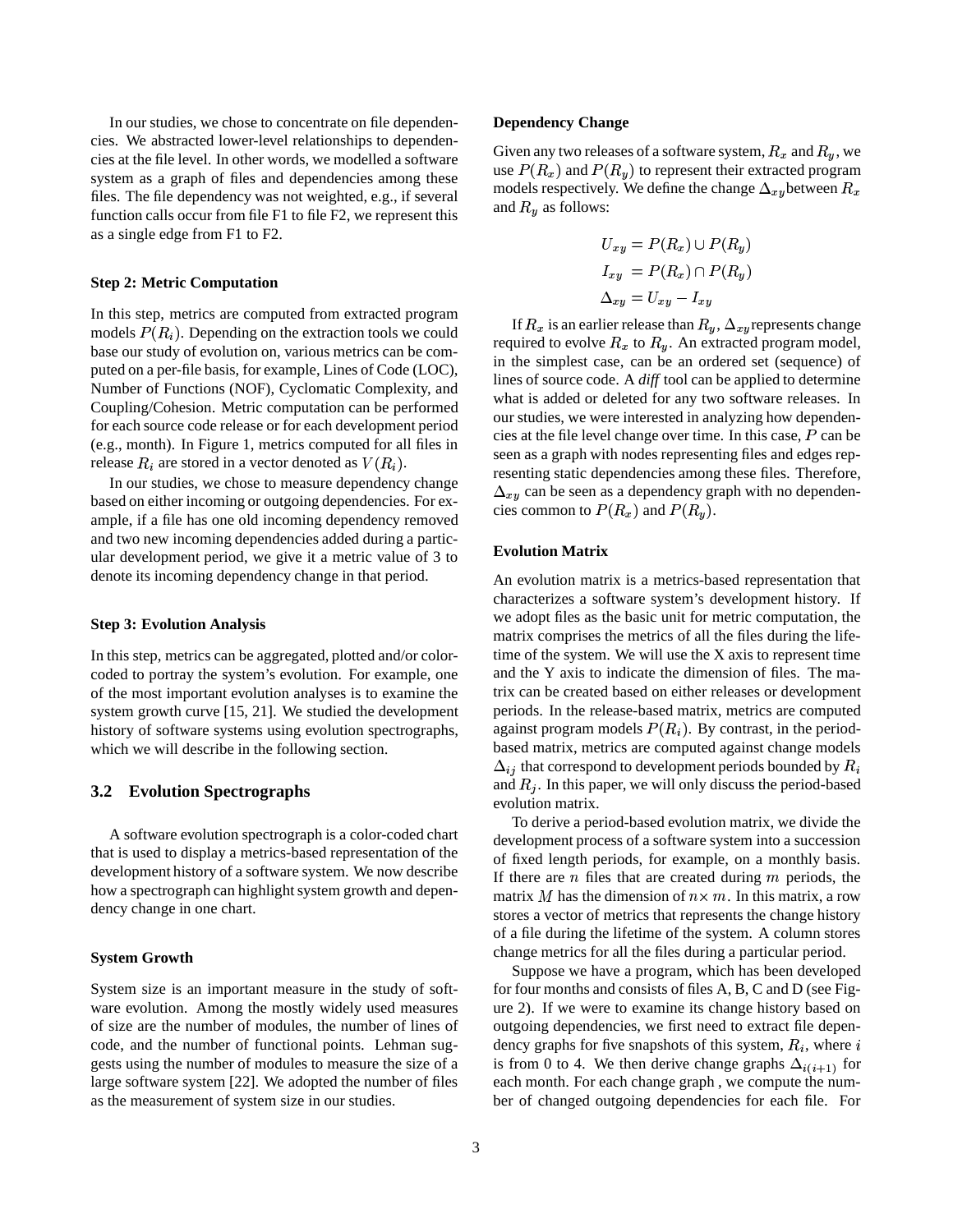In our studies, we chose to concentrate on file dependencies. We abstracted lower-level relationships to dependencies at the file level. In other words, we modelled a software system as a graph of files and dependencies among these files. The file dependency was not weighted, e.g., if several function calls occur from file F1 to file F2, we represent this as a single edge from F1 to F2.

#### Step 2: Metric Computation

In this step, metrics are computed from extracted program models $P(R_i)$. Depending on the extraction tools we could base our study of evolution on, various metrics can be computed on a per-file basis, for example, Lines of Code (LOC), Number of Functions (NOF), Cyclomatic Complexity, and Coupling/Cohesion. Metric computation can be performed for each source code release or for each development period (e.g., month). In Figure 1, metrics computed for all files in release $R_i$ are stored in a vector denoted as $V(R_i)$.

In our studies, we chose to measure dependency change based on either incoming or outgoing dependencies. For example, if a file has one old incoming dependency removed and two new incoming dependencies added during a particular development period, we give it a metric value of 3 to denote its incoming dependency change in that period.

#### Step 3: Evolution Analysis

In this step, metrics can be aggregated, plotted and/or color-coded to portray the system's evolution. For example, one of the most important evolution analyses is to examine the system growth curve [15, 21]. We studied the development history of software systems using evolution spectrographs, which we will describe in the following section.

### 3.2 Evolution Spectrographs

A software evolution spectrograph is a color-coded chart that is used to display a metrics-based representation of the development history of a software system. We now describe how a spectrograph can highlight system growth and dependency change in one chart.

#### System Growth

System size is an important measure in the study of software evolution. Among the mostly widely used measures of size are the number of modules, the number of lines of code, and the number of functional points. Lehman suggests using the number of modules to measure the size of a large software system [22]. We adopted the number of files as the measurement of system size in our studies.

#### Dependency Change

Given any two releases of a software system, $R_x$ and $R_y$, we use $P(R_x)$ and $P(R_y)$ to represent their extracted program models respectively. We define the change $\Delta_{xy}$ between $R_x$ and $R_y$ as follows:

$$U_{xy} = P(R_x) \cup P(R_y)$$
$$I_{xy} = P(R_x) \cap P(R_y)$$
$$\Delta_{xy} = U_{xy} - I_{xy}$$

If $R_x$ is an earlier release than $R_y$, $\Delta_{xy}$ represents change required to evolve $R_x$ to $R_y$. An extracted program model, in the simplest case, can be an ordered set (sequence) of lines of source code. A *diff* tool can be applied to determine what is added or deleted for any two software releases. In our studies, we were interested in analyzing how dependencies at the file level change over time. In this case, $P$ can be seen as a graph with nodes representing files and edges representing static dependencies among these files. Therefore, $\Delta_{xy}$ can be seen as a dependency graph with no dependencies common to $P(R_x)$ and $P(R_y)$.

#### Evolution Matrix

An evolution matrix is a metrics-based representation that characterizes a software system's development history. If we adopt files as the basic unit for metric computation, the matrix comprises the metrics of all the files during the lifetime of the system. We will use the X axis to represent time and the Y axis to indicate the dimension of files. The matrix can be created based on either releases or development periods. In the release-based matrix, metrics are computed against program models $P(R_i)$. By contrast, in the period-based matrix, metrics are computed against change models $\Delta_{ij}$ that correspond to development periods bounded by $R_i$ and $R_j$. In this paper, we will only discuss the period-based evolution matrix.

To derive a period-based evolution matrix, we divide the development process of a software system into a succession of fixed length periods, for example, on a monthly basis. If there are $n$ files that are created during $m$ periods, the matrix $M$ has the dimension of $n \times m$. In this matrix, a row stores a vector of metrics that represents the change history of a file during the lifetime of the system. A column stores change metrics for all the files during a particular period.

Suppose we have a program, which has been developed for four months and consists of files A, B, C and D (see Figure 2). If we were to examine its change history based on outgoing dependencies, we first need to extract file dependency graphs for five snapshots of this system, $R_i$, where $i$ is from 0 to 4. We then derive change graphs $\Delta_{i(i+1)}$ for each month. For each change graph , we compute the number of changed outgoing dependencies for each file. For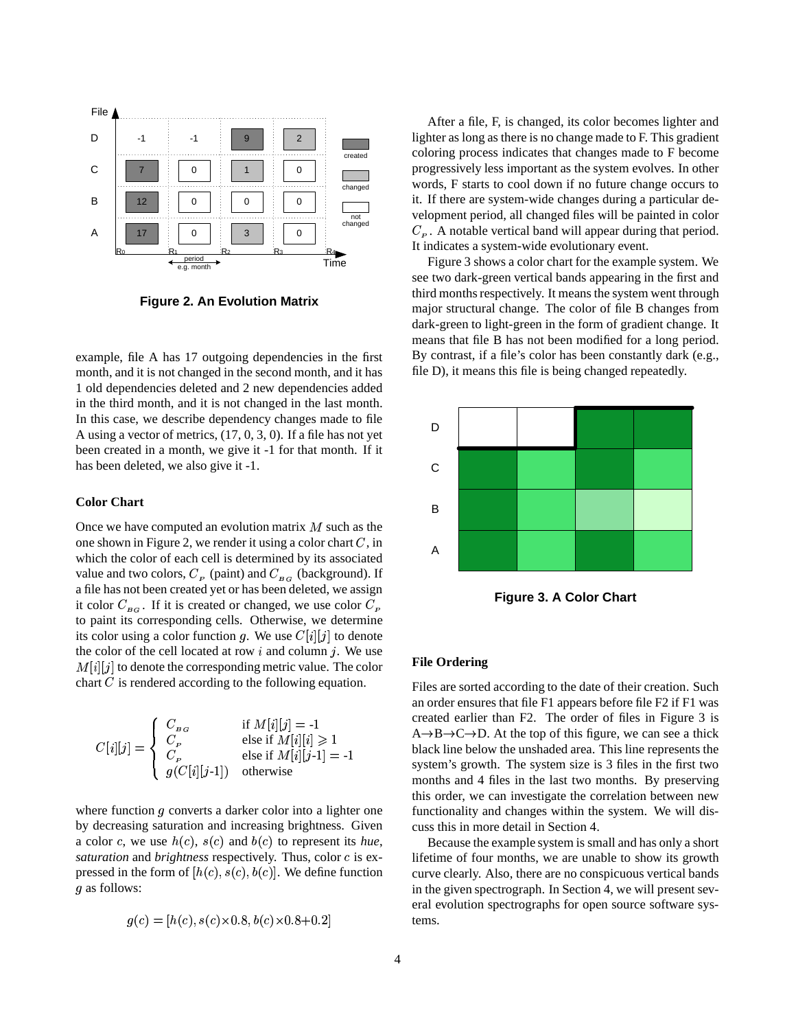Figure 2. An Evolution Matrix

example, file A has 17 outgoing dependencies in the first month, and it is not changed in the second month, and it has 1 old dependencies deleted and 2 new dependencies added in the third month, and it is not changed in the last month. In this case, we describe dependency changes made to file A using a vector of metrics, (17, 0, 3, 0). If a file has not yet been created in a month, we give it -1 for that month. If it has been deleted, we also give it -1.

### Color Chart

Once we have computed an evolution matrix $M$ such as the one shown in Figure 2, we render it using a color chart $C$, in which the color of each cell is determined by its associated value and two colors, $C_P$ (paint) and $C_{BG}$ (background). If a file has not been created yet or has been deleted, we assign it color $C_{BG}$. If it is created or changed, we use color $C_P$ to paint its corresponding cells. Otherwise, we determine its color using a color function $g$. We use $C[i][j]$ to denote the color of the cell located at row $i$ and column $j$. We use $M[i][j]$ to denote the corresponding metric value. The color chart $C$ is rendered according to the following equation.

$$C[i][j] = \begin{cases} C_{BG} & \text{if } M[i][j] = \text{-1} \\ C_P & \text{else if } M[i][i] \geqslant 1 \\ C_P & \text{else if } M[i][j\text{-1}] = \text{-1} \\ g(C[i][j\text{-1}]) & \text{otherwise} \end{cases}$$

where function $g$ converts a darker color into a lighter one by decreasing saturation and increasing brightness. Given a color $c$, we use $h(c)$, $s(c)$ and $b(c)$ to represent its *hue*, *saturation* and *brightness* respectively. Thus, color $c$ is expressed in the form of $[h(c), s(c), b(c)]$. We define function $g$ as follows:

$$g(c) = [h(c), s(c) \times 0.8, b(c) \times 0.8 + 0.2]$$

After a file, F, is changed, its color becomes lighter and lighter as long as there is no change made to F. This gradient coloring process indicates that changes made to F become progressively less important as the system evolves. In other words, F starts to cool down if no future change occurs to it. If there are system-wide changes during a particular development period, all changed files will be painted in color $C_P$. A notable vertical band will appear during that period. It indicates a system-wide evolutionary event.

Figure 3 shows a color chart for the example system. We see two dark-green vertical bands appearing in the first and third months respectively. It means the system went through major structural change. The color of file B changes from dark-green to light-green in the form of gradient change. It means that file B has not been modified for a long period. By contrast, if a file's color has been constantly dark (e.g., file D), it means this file is being changed repeatedly.

Figure 3. A Color Chart

### File Ordering

Files are sorted according to the date of their creation. Such an order ensures that file F1 appears before file F2 if F1 was created earlier than F2. The order of files in Figure 3 is A→B→C→D. At the top of this figure, we can see a thick black line below the unshaded area. This line represents the system's growth. The system size is 3 files in the first two months and 4 files in the last two months. By preserving this order, we can investigate the correlation between new functionality and changes within the system. We will discuss this in more detail in Section 4.

Because the example system is small and has only a short lifetime of four months, we are unable to show its growth curve clearly. Also, there are no conspicuous vertical bands in the given spectrograph. In Section 4, we will present several evolution spectrographs for open source software systems.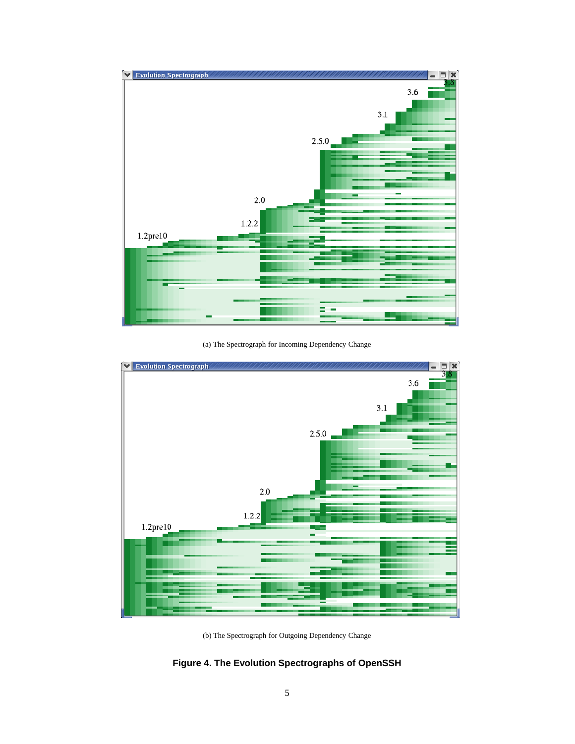(a) The Spectrograph for Incoming Dependency Change

(b) The Spectrograph for Outgoing Dependency Change

**Figure 4. The Evolution Spectrographs of OpenSSH**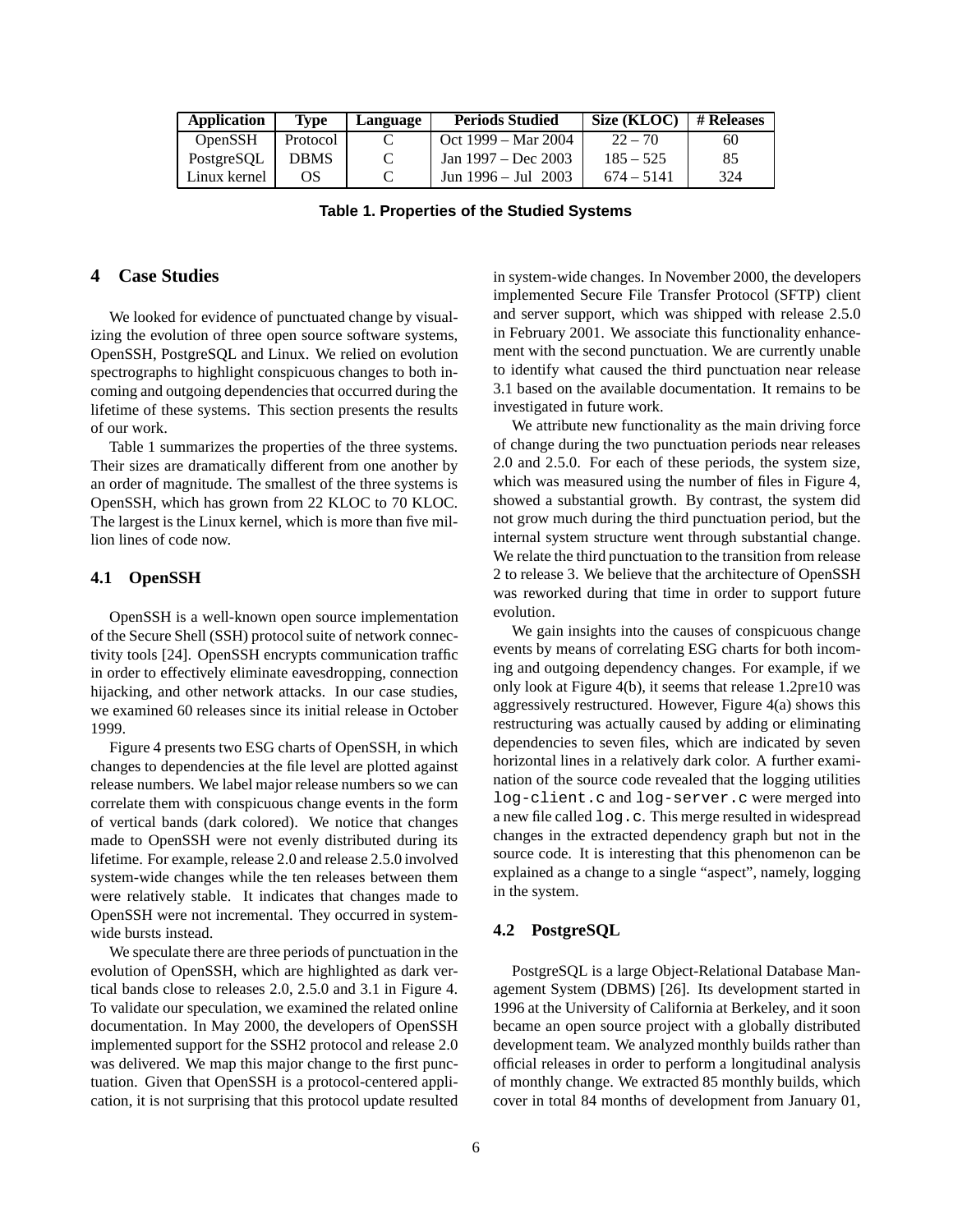| Application | Type | Language | Periods Studied | Size (KLOC) | # Releases |
|---|---|---|---|---|---|
| OpenSSH | Protocol | C | Oct 1999 – Mar 2004 | 22 – 70 | 60 |
| PostgreSQL | DBMS | C | Jan 1997 – Dec 2003 | 185 – 525 | 85 |
| Linux kernel | OS | C | Jun 1996 – Jul 2003 | 674 – 5141 | 324 |

**Table 1. Properties of the Studied Systems**

## 4 Case Studies

We looked for evidence of punctuated change by visualizing the evolution of three open source software systems, OpenSSH, PostgreSQL and Linux. We relied on evolution spectrographs to highlight conspicuous changes to both incoming and outgoing dependencies that occurred during the lifetime of these systems. This section presents the results of our work.

Table 1 summarizes the properties of the three systems. Their sizes are dramatically different from one another by an order of magnitude. The smallest of the three systems is OpenSSH, which has grown from 22 KLOC to 70 KLOC. The largest is the Linux kernel, which is more than five million lines of code now.

### 4.1 OpenSSH

OpenSSH is a well-known open source implementation of the Secure Shell (SSH) protocol suite of network connectivity tools [24]. OpenSSH encrypts communication traffic in order to effectively eliminate eavesdropping, connection hijacking, and other network attacks. In our case studies, we examined 60 releases since its initial release in October 1999.

Figure 4 presents two ESG charts of OpenSSH, in which changes to dependencies at the file level are plotted against release numbers. We label major release numbers so we can correlate them with conspicuous change events in the form of vertical bands (dark colored). We notice that changes made to OpenSSH were not evenly distributed during its lifetime. For example, release 2.0 and release 2.5.0 involved system-wide changes while the ten releases between them were relatively stable. It indicates that changes made to OpenSSH were not incremental. They occurred in system-wide bursts instead.

We speculate there are three periods of punctuation in the evolution of OpenSSH, which are highlighted as dark vertical bands close to releases 2.0, 2.5.0 and 3.1 in Figure 4. To validate our speculation, we examined the related online documentation. In May 2000, the developers of OpenSSH implemented support for the SSH2 protocol and release 2.0 was delivered. We map this major change to the first punctuation. Given that OpenSSH is a protocol-centered application, it is not surprising that this protocol update resulted in system-wide changes. In November 2000, the developers implemented Secure File Transfer Protocol (SFTP) client and server support, which was shipped with release 2.5.0 in February 2001. We associate this functionality enhancement with the second punctuation. We are currently unable to identify what caused the third punctuation near release 3.1 based on the available documentation. It remains to be investigated in future work.

We attribute new functionality as the main driving force of change during the two punctuation periods near releases 2.0 and 2.5.0. For each of these periods, the system size, which was measured using the number of files in Figure 4, showed a substantial growth. By contrast, the system did not grow much during the third punctuation period, but the internal system structure went through substantial change. We relate the third punctuation to the transition from release 2 to release 3. We believe that the architecture of OpenSSH was reworked during that time in order to support future evolution.

We gain insights into the causes of conspicuous change events by means of correlating ESG charts for both incoming and outgoing dependency changes. For example, if we only look at Figure 4(b), it seems that release 1.2pre10 was aggressively restructured. However, Figure 4(a) shows this restructuring was actually caused by adding or eliminating dependencies to seven files, which are indicated by seven horizontal lines in a relatively dark color. A further examination of the source code revealed that the logging utilities `log-client.c` and `log-server.c` were merged into a new file called `log.c`. This merge resulted in widespread changes in the extracted dependency graph but not in the source code. It is interesting that this phenomenon can be explained as a change to a single "aspect", namely, logging in the system.

### 4.2 PostgreSQL

PostgreSQL is a large Object-Relational Database Management System (DBMS) [26]. Its development started in 1996 at the University of California at Berkeley, and it soon became an open source project with a globally distributed development team. We analyzed monthly builds rather than official releases in order to perform a longitudinal analysis of monthly change. We extracted 85 monthly builds, which cover in total 84 months of development from January 01,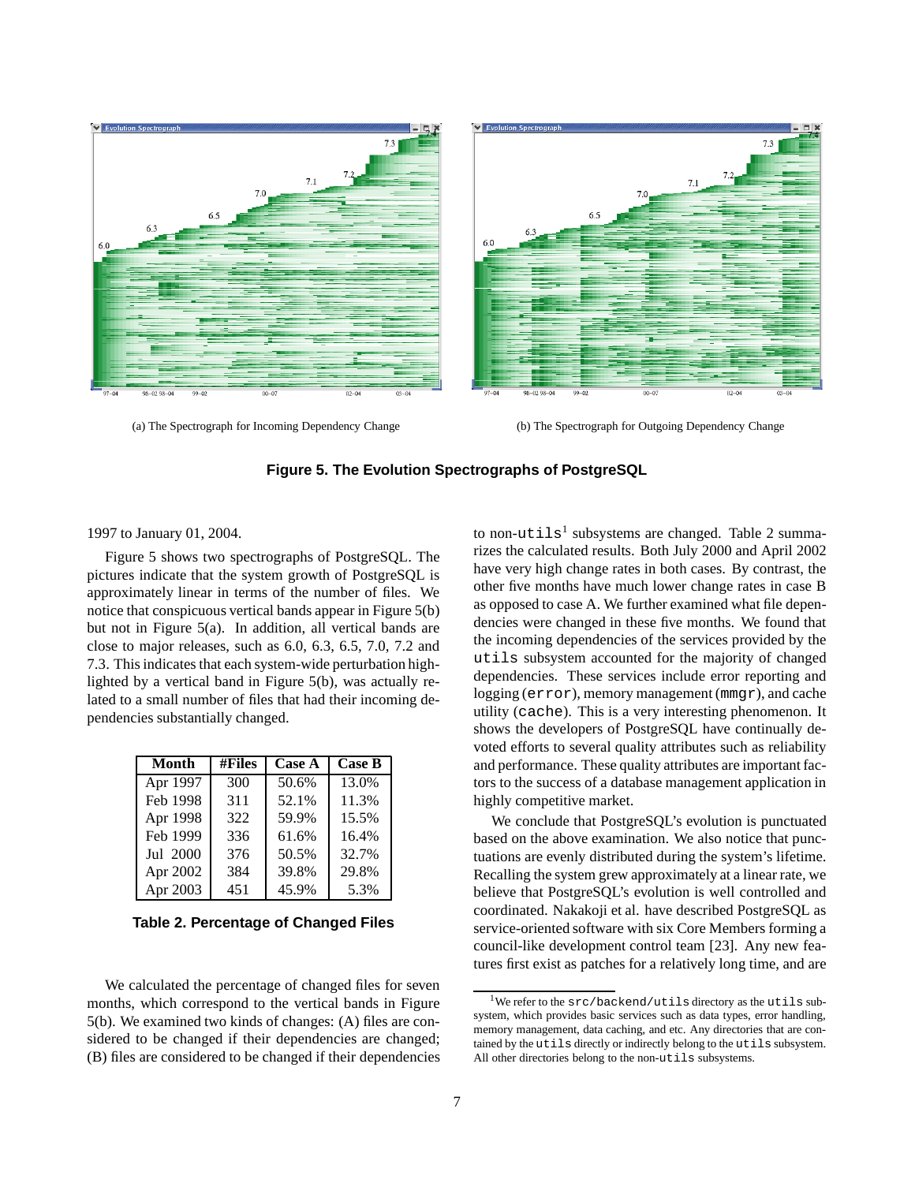(a) The Spectrograph for Incoming Dependency Change

(b) The Spectrograph for Outgoing Dependency Change

**Figure 5. The Evolution Spectrographs of PostgreSQL**

1997 to January 01, 2004.

Figure 5 shows two spectrographs of PostgreSQL. The pictures indicate that the system growth of PostgreSQL is approximately linear in terms of the number of files. We notice that conspicuous vertical bands appear in Figure 5(b) but not in Figure 5(a). In addition, all vertical bands are close to major releases, such as 6.0, 6.3, 6.5, 7.0, 7.2 and 7.3. This indicates that each system-wide perturbation highlighted by a vertical band in Figure 5(b), was actually related to a small number of files that had their incoming dependencies substantially changed.

| Month | #Files | Case A | Case B |
|---|---|---|---|
| Apr 1997 | 300 | 50.6% | 13.0% |
| Feb 1998 | 311 | 52.1% | 11.3% |
| Apr 1998 | 322 | 59.9% | 15.5% |
| Feb 1999 | 336 | 61.6% | 16.4% |
| Jul 2000 | 376 | 50.5% | 32.7% |
| Apr 2002 | 384 | 39.8% | 29.8% |
| Apr 2003 | 451 | 45.9% | 5.3% |

**Table 2. Percentage of Changed Files**

We calculated the percentage of changed files for seven months, which correspond to the vertical bands in Figure 5(b). We examined two kinds of changes: (A) files are considered to be changed if their dependencies are changed; (B) files are considered to be changed if their dependencies to non-`utils`[1] subsystems are changed. Table 2 summarizes the calculated results. Both July 2000 and April 2002 have very high change rates in both cases. By contrast, the other five months have much lower change rates in case B as opposed to case A. We further examined what file dependencies were changed in these five months. We found that the incoming dependencies of the services provided by the `utils` subsystem accounted for the majority of changed dependencies. These services include error reporting and logging (`error`), memory management (`mmgr`), and cache utility (`cache`). This is a very interesting phenomenon. It shows the developers of PostgreSQL have continually devoted efforts to several quality attributes such as reliability and performance. These quality attributes are important factors to the success of a database management application in highly competitive market.

We conclude that PostgreSQL's evolution is punctuated based on the above examination. We also notice that punctuations are evenly distributed during the system's lifetime. Recalling the system grew approximately at a linear rate, we believe that PostgreSQL's evolution is well controlled and coordinated. Nakakoji et al. have described PostgreSQL as service-oriented software with six Core Members forming a council-like development control team [23]. Any new features first exist as patches for a relatively long time, and are

[1] We refer to the `src/backend/utils` directory as the `utils` subsystem, which provides basic services such as data types, error handling, memory management, data caching, and etc. Any directories that are contained by the `utils` directly or indirectly belong to the `utils` subsystem. All other directories belong to the non-`utils` subsystems.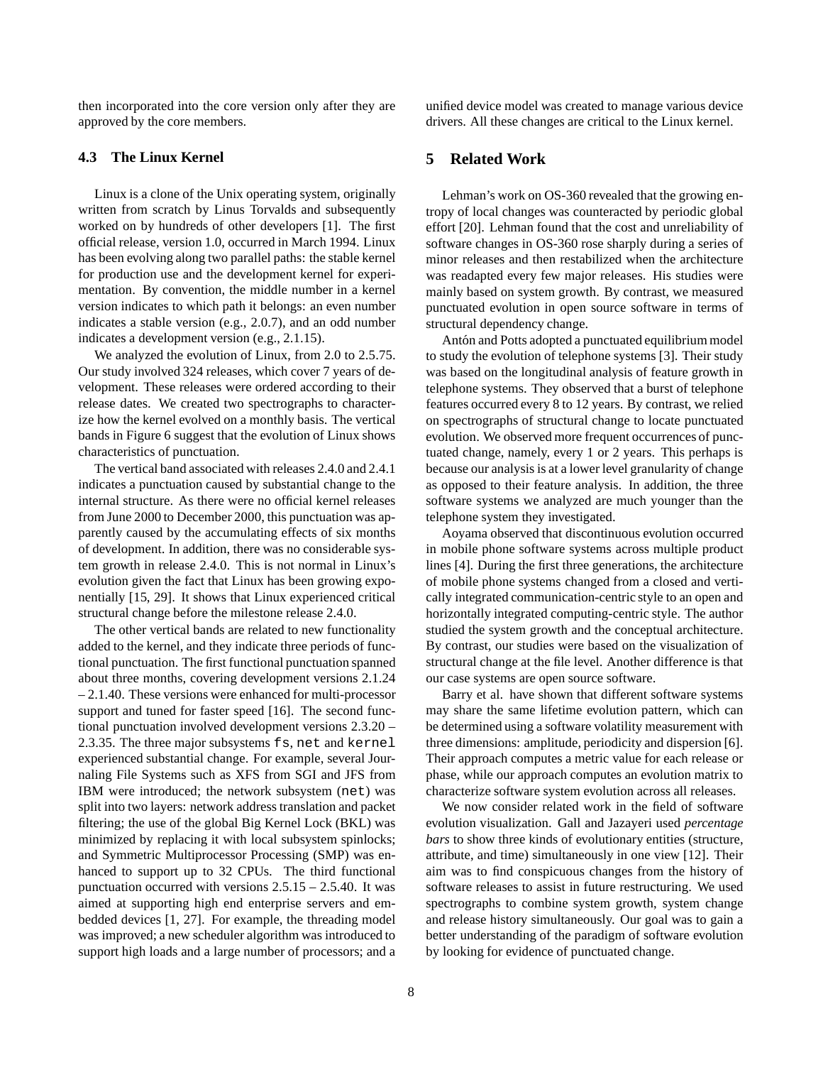then incorporated into the core version only after they are approved by the core members.

### 4.3 The Linux Kernel

Linux is a clone of the Unix operating system, originally written from scratch by Linus Torvalds and subsequently worked on by hundreds of other developers [1]. The first official release, version 1.0, occurred in March 1994. Linux has been evolving along two parallel paths: the stable kernel for production use and the development kernel for experimentation. By convention, the middle number in a kernel version indicates to which path it belongs: an even number indicates a stable version (e.g., 2.0.7), and an odd number indicates a development version (e.g., 2.1.15).

We analyzed the evolution of Linux, from 2.0 to 2.5.75. Our study involved 324 releases, which cover 7 years of development. These releases were ordered according to their release dates. We created two spectrographs to characterize how the kernel evolved on a monthly basis. The vertical bands in Figure 6 suggest that the evolution of Linux shows characteristics of punctuation.

The vertical band associated with releases 2.4.0 and 2.4.1 indicates a punctuation caused by substantial change to the internal structure. As there were no official kernel releases from June 2000 to December 2000, this punctuation was apparently caused by the accumulating effects of six months of development. In addition, there was no considerable system growth in release 2.4.0. This is not normal in Linux's evolution given the fact that Linux has been growing exponentially [15, 29]. It shows that Linux experienced critical structural change before the milestone release 2.4.0.

The other vertical bands are related to new functionality added to the kernel, and they indicate three periods of functional punctuation. The first functional punctuation spanned about three months, covering development versions 2.1.24 – 2.1.40. These versions were enhanced for multi-processor support and tuned for faster speed [16]. The second functional punctuation involved development versions 2.3.20 – 2.3.35. The three major subsystems `fs`, `net` and `kernel` experienced substantial change. For example, several Journaling File Systems such as XFS from SGI and JFS from IBM were introduced; the network subsystem (`net`) was split into two layers: network address translation and packet filtering; the use of the global Big Kernel Lock (BKL) was minimized by replacing it with local subsystem spinlocks; and Symmetric Multiprocessor Processing (SMP) was enhanced to support up to 32 CPUs. The third functional punctuation occurred with versions 2.5.15 – 2.5.40. It was aimed at supporting high end enterprise servers and embedded devices [1, 27]. For example, the threading model was improved; a new scheduler algorithm was introduced to support high loads and a large number of processors; and a unified device model was created to manage various device drivers. All these changes are critical to the Linux kernel.

## 5 Related Work

Lehman's work on OS-360 revealed that the growing entropy of local changes was counteracted by periodic global effort [20]. Lehman found that the cost and unreliability of software changes in OS-360 rose sharply during a series of minor releases and then restabilized when the architecture was readapted every few major releases. His studies were mainly based on system growth. By contrast, we measured punctuated evolution in open source software in terms of structural dependency change.

Antón and Potts adopted a punctuated equilibrium model to study the evolution of telephone systems [3]. Their study was based on the longitudinal analysis of feature growth in telephone systems. They observed that a burst of telephone features occurred every 8 to 12 years. By contrast, we relied on spectrographs of structural change to locate punctuated evolution. We observed more frequent occurrences of punctuated change, namely, every 1 or 2 years. This perhaps is because our analysis is at a lower level granularity of change as opposed to their feature analysis. In addition, the three software systems we analyzed are much younger than the telephone system they investigated.

Aoyama observed that discontinuous evolution occurred in mobile phone software systems across multiple product lines [4]. During the first three generations, the architecture of mobile phone systems changed from a closed and vertically integrated communication-centric style to an open and horizontally integrated computing-centric style. The author studied the system growth and the conceptual architecture. By contrast, our studies were based on the visualization of structural change at the file level. Another difference is that our case systems are open source software.

Barry et al. have shown that different software systems may share the same lifetime evolution pattern, which can be determined using a software volatility measurement with three dimensions: amplitude, periodicity and dispersion [6]. Their approach computes a metric value for each release or phase, while our approach computes an evolution matrix to characterize software system evolution across all releases.

We now consider related work in the field of software evolution visualization. Gall and Jazayeri used *percentage bars* to show three kinds of evolutionary entities (structure, attribute, and time) simultaneously in one view [12]. Their aim was to find conspicuous changes from the history of software releases to assist in future restructuring. We used spectrographs to combine system growth, system change and release history simultaneously. Our goal was to gain a better understanding of the paradigm of software evolution by looking for evidence of punctuated change.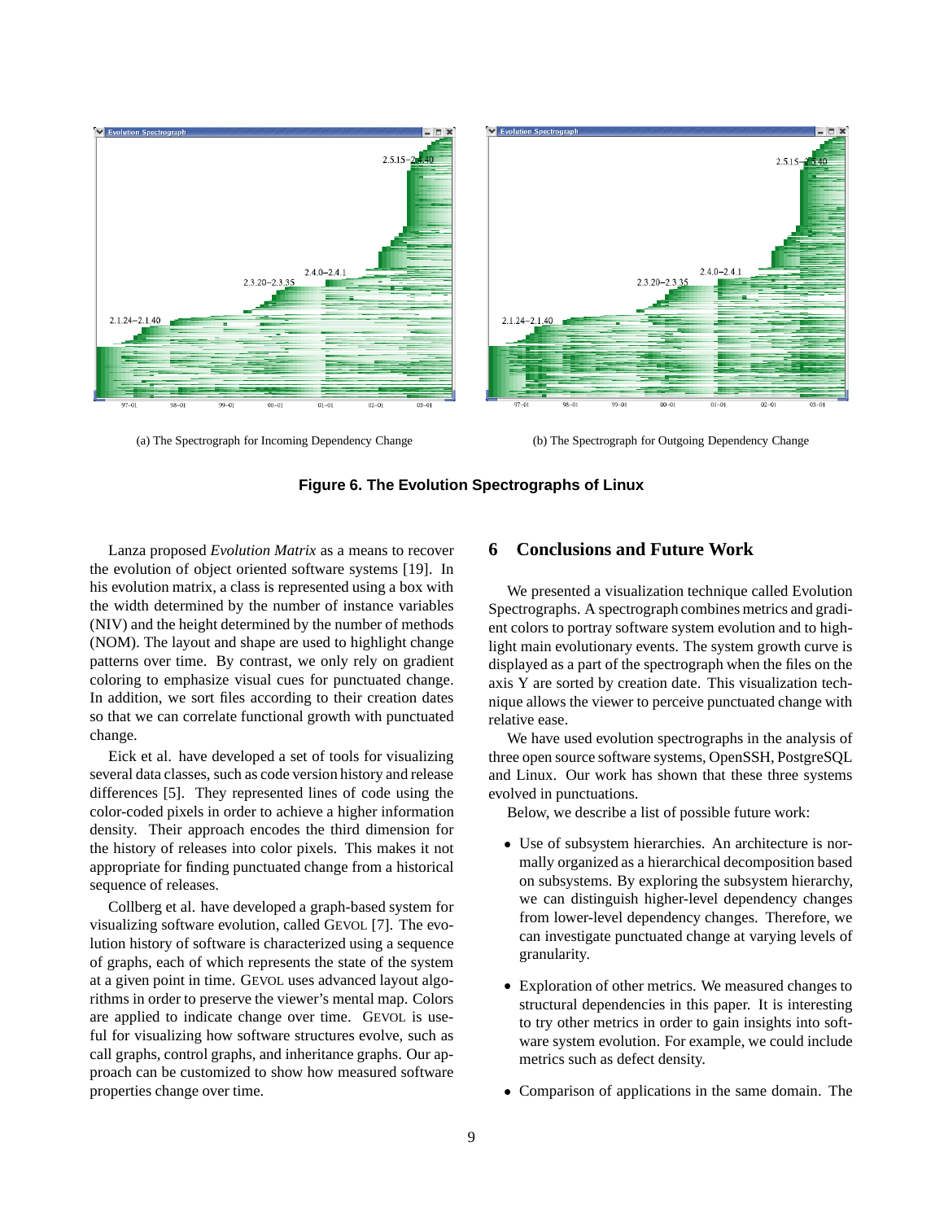(a) The Spectrograph for Incoming Dependency Change

(b) The Spectrograph for Outgoing Dependency Change

**Figure 6. The Evolution Spectrographs of Linux**

Lanza proposed *Evolution Matrix* as a means to recover the evolution of object oriented software systems [19]. In his evolution matrix, a class is represented using a box with the width determined by the number of instance variables (NIV) and the height determined by the number of methods (NOM). The layout and shape are used to highlight change patterns over time. By contrast, we only rely on gradient coloring to emphasize visual cues for punctuated change. In addition, we sort files according to their creation dates so that we can correlate functional growth with punctuated change.

Eick et al. have developed a set of tools for visualizing several data classes, such as code version history and release differences [5]. They represented lines of code using the color-coded pixels in order to achieve a higher information density. Their approach encodes the third dimension for the history of releases into color pixels. This makes it not appropriate for finding punctuated change from a historical sequence of releases.

Collberg et al. have developed a graph-based system for visualizing software evolution, called GEVOL [7]. The evolution history of software is characterized using a sequence of graphs, each of which represents the state of the system at a given point in time. GEVOL uses advanced layout algorithms in order to preserve the viewer's mental map. Colors are applied to indicate change over time. GEVOL is useful for visualizing how software structures evolve, such as call graphs, control graphs, and inheritance graphs. Our approach can be customized to show how measured software properties change over time.

## 6 Conclusions and Future Work

We presented a visualization technique called Evolution Spectrographs. A spectrograph combines metrics and gradient colors to portray software system evolution and to highlight main evolutionary events. The system growth curve is displayed as a part of the spectrograph when the files on the axis Y are sorted by creation date. This visualization technique allows the viewer to perceive punctuated change with relative ease.

We have used evolution spectrographs in the analysis of three open source software systems, OpenSSH, PostgreSQL and Linux. Our work has shown that these three systems evolved in punctuations.

Below, we describe a list of possible future work:

- Use of subsystem hierarchies. An architecture is normally organized as a hierarchical decomposition based on subsystems. By exploring the subsystem hierarchy, we can distinguish higher-level dependency changes from lower-level dependency changes. Therefore, we can investigate punctuated change at varying levels of granularity.
- Exploration of other metrics. We measured changes to structural dependencies in this paper. It is interesting to try other metrics in order to gain insights into software system evolution. For example, we could include metrics such as defect density.
- Comparison of applications in the same domain. The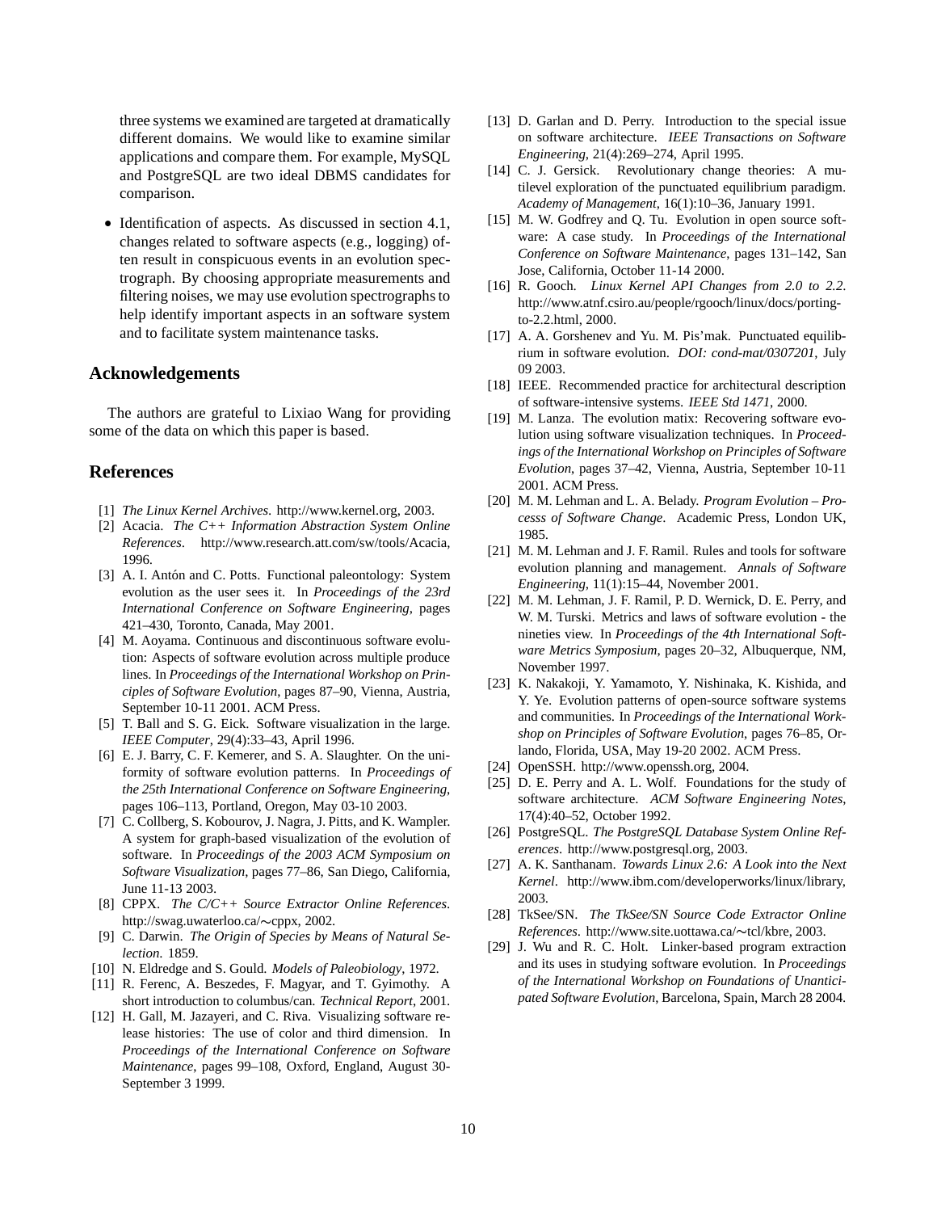three systems we examined are targeted at dramatically different domains. We would like to examine similar applications and compare them. For example, MySQL and PostgreSQL are two ideal DBMS candidates for comparison.

- Identification of aspects. As discussed in section 4.1, changes related to software aspects (e.g., logging) often result in conspicuous events in an evolution spectrograph. By choosing appropriate measurements and filtering noises, we may use evolution spectrographs to help identify important aspects in an software system and to facilitate system maintenance tasks.

## Acknowledgements

The authors are grateful to Lixiao Wang for providing some of the data on which this paper is based.

## References

[1] *The Linux Kernel Archives*. http://www.kernel.org, 2003.

[2] Acacia. *The C++ Information Abstraction System Online References*. http://www.research.att.com/sw/tools/Acacia, 1996.

[3] A. I. Antón and C. Potts. Functional paleontology: System evolution as the user sees it. In *Proceedings of the 23rd International Conference on Software Engineering*, pages 421–430, Toronto, Canada, May 2001.

[4] M. Aoyama. Continuous and discontinuous software evolution: Aspects of software evolution across multiple produce lines. In *Proceedings of the International Workshop on Principles of Software Evolution*, pages 87–90, Vienna, Austria, September 10-11 2001. ACM Press.

[5] T. Ball and S. G. Eick. Software visualization in the large. *IEEE Computer*, 29(4):33–43, April 1996.

[6] E. J. Barry, C. F. Kemerer, and S. A. Slaughter. On the uniformity of software evolution patterns. In *Proceedings of the 25th International Conference on Software Engineering*, pages 106–113, Portland, Oregon, May 03-10 2003.

[7] C. Collberg, S. Kobourov, J. Nagra, J. Pitts, and K. Wampler. A system for graph-based visualization of the evolution of software. In *Proceedings of the 2003 ACM Symposium on Software Visualization*, pages 77–86, San Diego, California, June 11-13 2003.

[8] CPPX. *The C/C++ Source Extractor Online References*. http://swag.uwaterloo.ca/∼cppx, 2002.

[9] C. Darwin. *The Origin of Species by Means of Natural Selection*. 1859.

[10] N. Eldredge and S. Gould. *Models of Paleobiology*, 1972.

[11] R. Ferenc, A. Beszedes, F. Magyar, and T. Gyimothy. A short introduction to columbus/can. *Technical Report*, 2001.

[12] H. Gall, M. Jazayeri, and C. Riva. Visualizing software release histories: The use of color and third dimension. In *Proceedings of the International Conference on Software Maintenance*, pages 99–108, Oxford, England, August 30-September 3 1999.

[13] D. Garlan and D. Perry. Introduction to the special issue on software architecture. *IEEE Transactions on Software Engineering*, 21(4):269–274, April 1995.

[14] C. J. Gersick. Revolutionary change theories: A mutilevel exploration of the punctuated equilibrium paradigm. *Academy of Management*, 16(1):10–36, January 1991.

[15] M. W. Godfrey and Q. Tu. Evolution in open source software: A case study. In *Proceedings of the International Conference on Software Maintenance*, pages 131–142, San Jose, California, October 11-14 2000.

[16] R. Gooch. *Linux Kernel API Changes from 2.0 to 2.2*. http://www.atnf.csiro.au/people/rgooch/linux/docs/porting-to-2.2.html, 2000.

[17] A. A. Gorshenev and Yu. M. Pis'mak. Punctuated equilibrium in software evolution. *DOI: cond-mat/0307201*, July 09 2003.

[18] IEEE. Recommended practice for architectural description of software-intensive systems. *IEEE Std 1471*, 2000.

[19] M. Lanza. The evolution matix: Recovering software evolution using software visualization techniques. In *Proceedings of the International Workshop on Principles of Software Evolution*, pages 37–42, Vienna, Austria, September 10-11 2001. ACM Press.

[20] M. M. Lehman and L. A. Belady. *Program Evolution – Processs of Software Change*. Academic Press, London UK, 1985.

[21] M. M. Lehman and J. F. Ramil. Rules and tools for software evolution planning and management. *Annals of Software Engineering*, 11(1):15–44, November 2001.

[22] M. M. Lehman, J. F. Ramil, P. D. Wernick, D. E. Perry, and W. M. Turski. Metrics and laws of software evolution - the nineties view. In *Proceedings of the 4th International Software Metrics Symposium*, pages 20–32, Albuquerque, NM, November 1997.

[23] K. Nakakoji, Y. Yamamoto, Y. Nishinaka, K. Kishida, and Y. Ye. Evolution patterns of open-source software systems and communities. In *Proceedings of the International Workshop on Principles of Software Evolution*, pages 76–85, Orlando, Florida, USA, May 19-20 2002. ACM Press.

[24] OpenSSH. http://www.openssh.org, 2004.

[25] D. E. Perry and A. L. Wolf. Foundations for the study of software architecture. *ACM Software Engineering Notes*, 17(4):40–52, October 1992.

[26] PostgreSQL. *The PostgreSQL Database System Online References*. http://www.postgresql.org, 2003.

[27] A. K. Santhanam. *Towards Linux 2.6: A Look into the Next Kernel*. http://www.ibm.com/developerworks/linux/library, 2003.

[28] TkSee/SN. *The TkSee/SN Source Code Extractor Online References*. http://www.site.uottawa.ca/∼tcl/kbre, 2003.

[29] J. Wu and R. C. Holt. Linker-based program extraction and its uses in studying software evolution. In *Proceedings of the International Workshop on Foundations of Unanticipated Software Evolution*, Barcelona, Spain, March 28 2004.